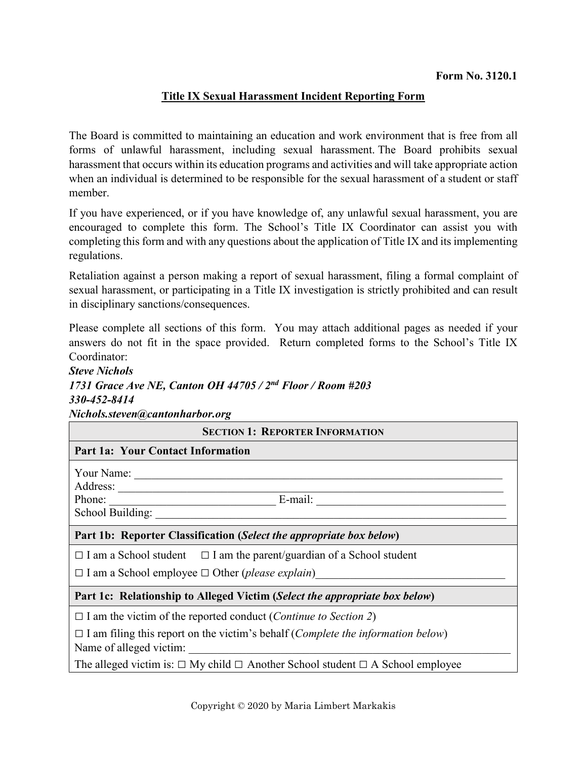**Form No. 3120.1**

# Title IX Sexual Harassment Incident Reporting Form

The Board is committed to maintaining an education and work environment that is free from all forms of unlawful harassment, including sexual harassment. The Board prohibits sexual harassment that occurs within its education programs and activities and will take appropriate action when an individual is determined to be responsible for the sexual harassment of a student or staff member.

If you have experienced, or if you have knowledge of, any unlawful sexual harassment, you are encouraged to complete this form. The School's Title IX Coordinator can assist you with completing this form and with any questions about the application of Title IX and its implementing regulations.

Retaliation against a person making a report of sexual harassment, filing a formal complaint of sexual harassment, or participating in a Title IX investigation is strictly prohibited and can result in disciplinary sanctions/consequences.

Please complete all sections of this form. You may attach additional pages as needed if your answers do not fit in the space provided. Return completed forms to the School's Title IX Coordinator:

***Steve Nichols***
***1731 Grace Ave NE, Canton OH 44705 / 2nd Floor / Room #203***
***330-452-8414***
***Nichols.steven@cantonharbor.org***

## Section 1: Reporter Information

**Part 1a: Your Contact Information**

Your Name: ____________________________________________________________

Address: ______________________________________________________________

Phone: ____________________________ E-mail: _______________________________

School Building: ________________________________________________________

**Part 1b: Reporter Classification (*Select the appropriate box below*)**

☐ I am a School student ☐ I am the parent/guardian of a School student

☐ I am a School employee ☐ Other (*please explain*)________________________________

**Part 1c: Relationship to Alleged Victim (*Select the appropriate box below*)**

☐ I am the victim of the reported conduct (*Continue to Section 2*)

☐ I am filing this report on the victim's behalf (*Complete the information below*)

Name of alleged victim: ____________________________________________________

The alleged victim is: ☐ My child ☐ Another School student ☐ A School employee

Copyright © 2020 by Maria Limbert Markakis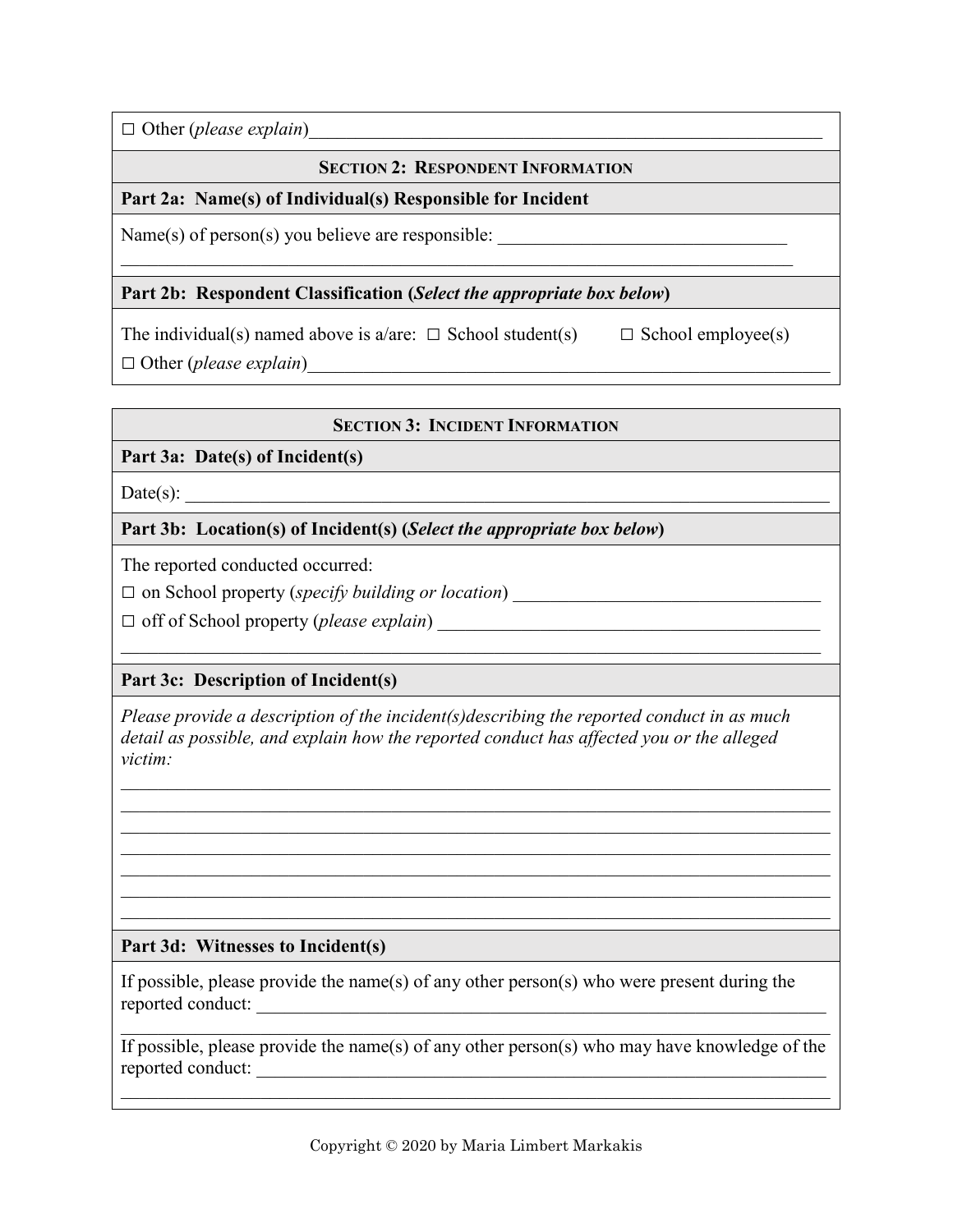☐ Other (*please explain*)______________________________________________________

## Section 2: Respondent Information

**Part 2a: Name(s) of Individual(s) Responsible for Incident**

Name(s) of person(s) you believe are responsible: _______________________________

_________________________________________________________________________

**Part 2b: Respondent Classification (*Select the appropriate box below*)**

The individual(s) named above is a/are: ☐ School student(s) ☐ School employee(s)

☐ Other (*please explain*)______________________________________________________

## Section 3: Incident Information

**Part 3a: Date(s) of Incident(s)**

Date(s): _________________________________________________________________

**Part 3b: Location(s) of Incident(s) (*Select the appropriate box below*)**

The reported conducted occurred:

☐ on School property (*specify building or location*) _________________________________

☐ off of School property (*please explain*) _________________________________________

_________________________________________________________________________

**Part 3c: Description of Incident(s)**

*Please provide a description of the incident(s)describing the reported conduct in as much detail as possible, and explain how the reported conduct has affected you or the alleged victim:*

_________________________________________________________________________

_________________________________________________________________________

_________________________________________________________________________

_________________________________________________________________________

_________________________________________________________________________

_________________________________________________________________________

_________________________________________________________________________

**Part 3d: Witnesses to Incident(s)**

If possible, please provide the name(s) of any other person(s) who were present during the reported conduct: ___________________________________________________________

_________________________________________________________________________

If possible, please provide the name(s) of any other person(s) who may have knowledge of the reported conduct: ___________________________________________________________

_________________________________________________________________________

Copyright © 2020 by Maria Limbert Markakis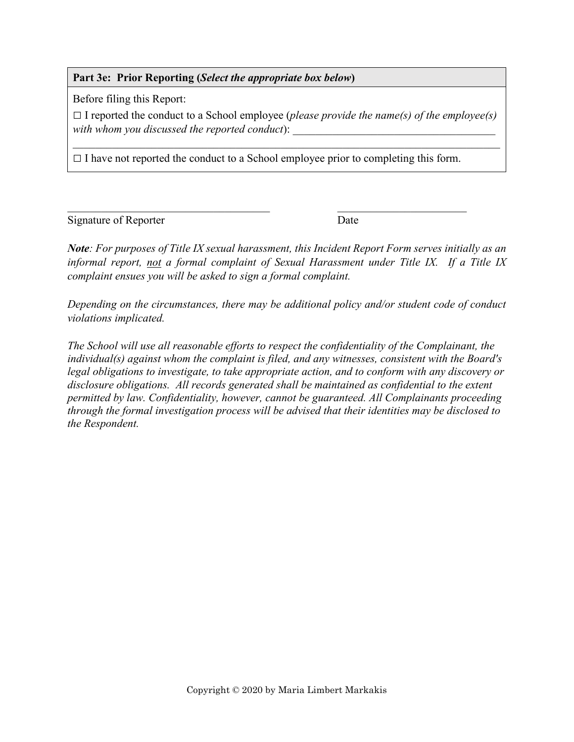**Part 3e: Prior Reporting (*Select the appropriate box below*)**

Before filing this Report:

☐ I reported the conduct to a School employee (*please provide the name(s) of the employee(s) with whom you discussed the reported conduct*): ______________________________________

_____________________________________________________________________________

☐ I have not reported the conduct to a School employee prior to completing this form.

_____________________________________ &nbsp;&nbsp;&nbsp;&nbsp;&nbsp;&nbsp;&nbsp;&nbsp; ________________________

Signature of Reporter &nbsp;&nbsp;&nbsp;&nbsp;&nbsp;&nbsp;&nbsp;&nbsp;&nbsp;&nbsp;&nbsp;&nbsp;&nbsp;&nbsp;&nbsp;&nbsp;&nbsp;&nbsp;&nbsp;&nbsp;&nbsp;&nbsp;&nbsp;&nbsp;&nbsp;&nbsp;&nbsp;&nbsp; Date

***Note****: For purposes of Title IX sexual harassment, this Incident Report Form serves initially as an informal report, <u>not</u> a formal complaint of Sexual Harassment under Title IX. If a Title IX complaint ensues you will be asked to sign a formal complaint.*

*Depending on the circumstances, there may be additional policy and/or student code of conduct violations implicated.*

*The School will use all reasonable efforts to respect the confidentiality of the Complainant, the individual(s) against whom the complaint is filed, and any witnesses, consistent with the Board's legal obligations to investigate, to take appropriate action, and to conform with any discovery or disclosure obligations. All records generated shall be maintained as confidential to the extent permitted by law. Confidentiality, however, cannot be guaranteed. All Complainants proceeding through the formal investigation process will be advised that their identities may be disclosed to the Respondent.*

Copyright © 2020 by Maria Limbert Markakis